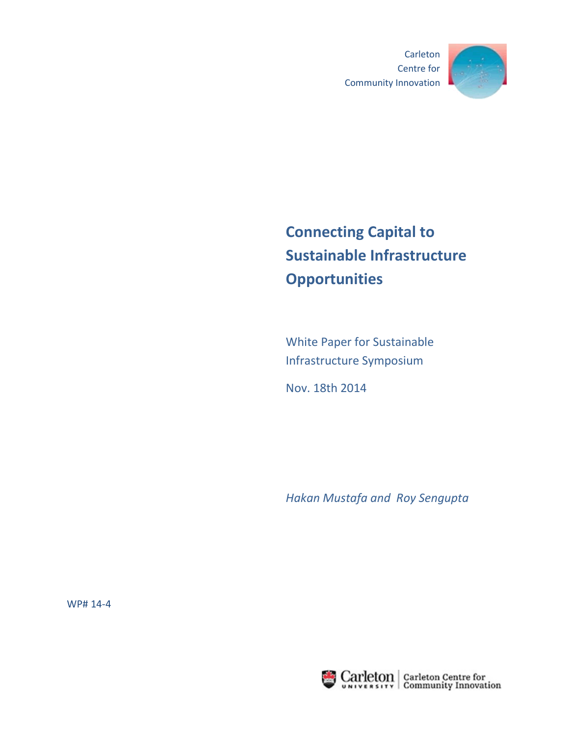Carleton
Centre for
Community Innovation

# Connecting Capital to Sustainable Infrastructure Opportunities

White Paper for Sustainable Infrastructure Symposium

Nov. 18th 2014

*Hakan Mustafa and Roy Sengupta*

WP# 14-4

Carleton University | Carleton Centre for Community Innovation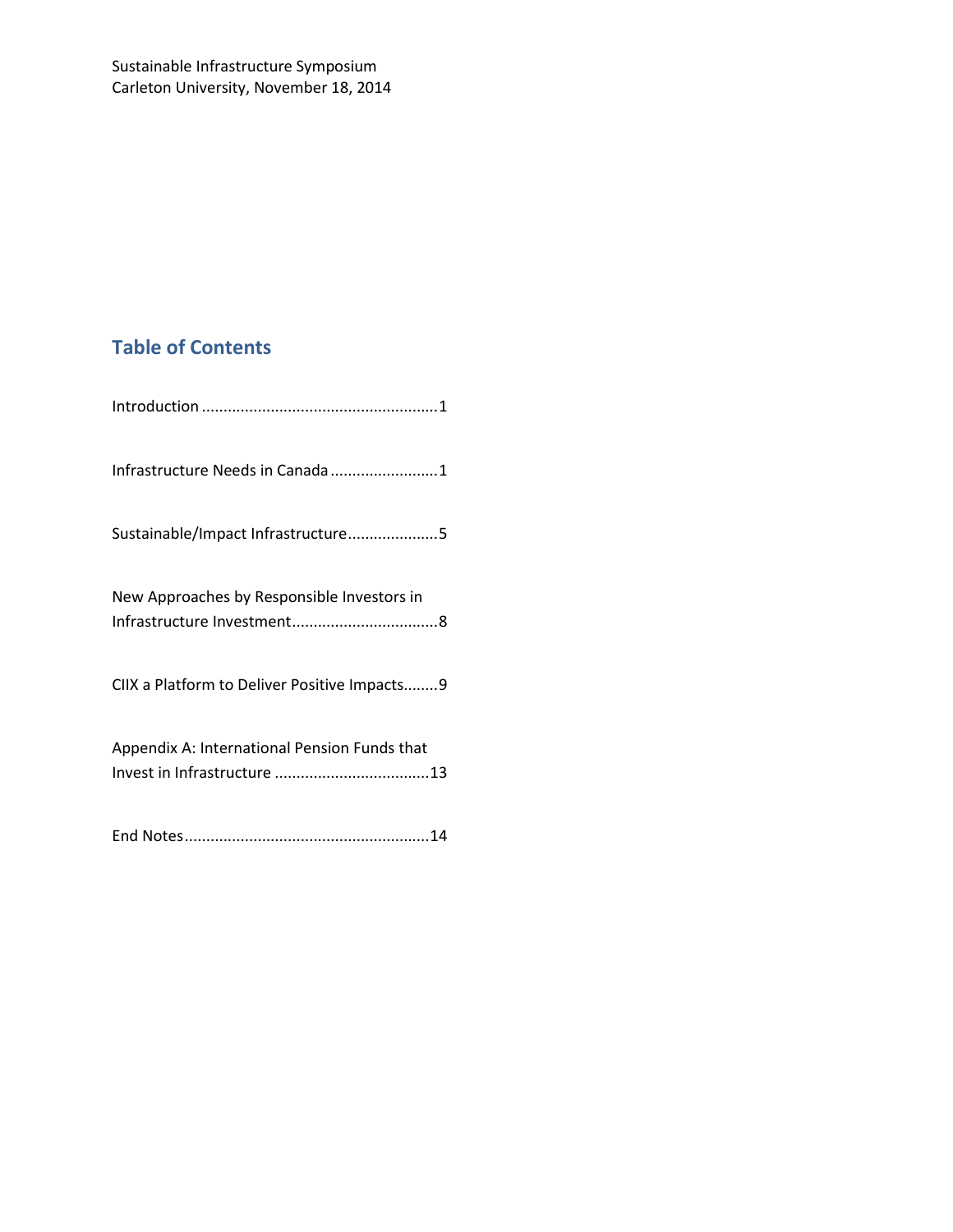Sustainable Infrastructure Symposium
Carleton University, November 18, 2014

## Table of Contents

Introduction .......................................................1

Infrastructure Needs in Canada .........................1

Sustainable/Impact Infrastructure.....................5

New Approaches by Responsible Investors in Infrastructure Investment..................................8

CIIX a Platform to Deliver Positive Impacts........9

Appendix A: International Pension Funds that Invest in Infrastructure ....................................13

End Notes.........................................................14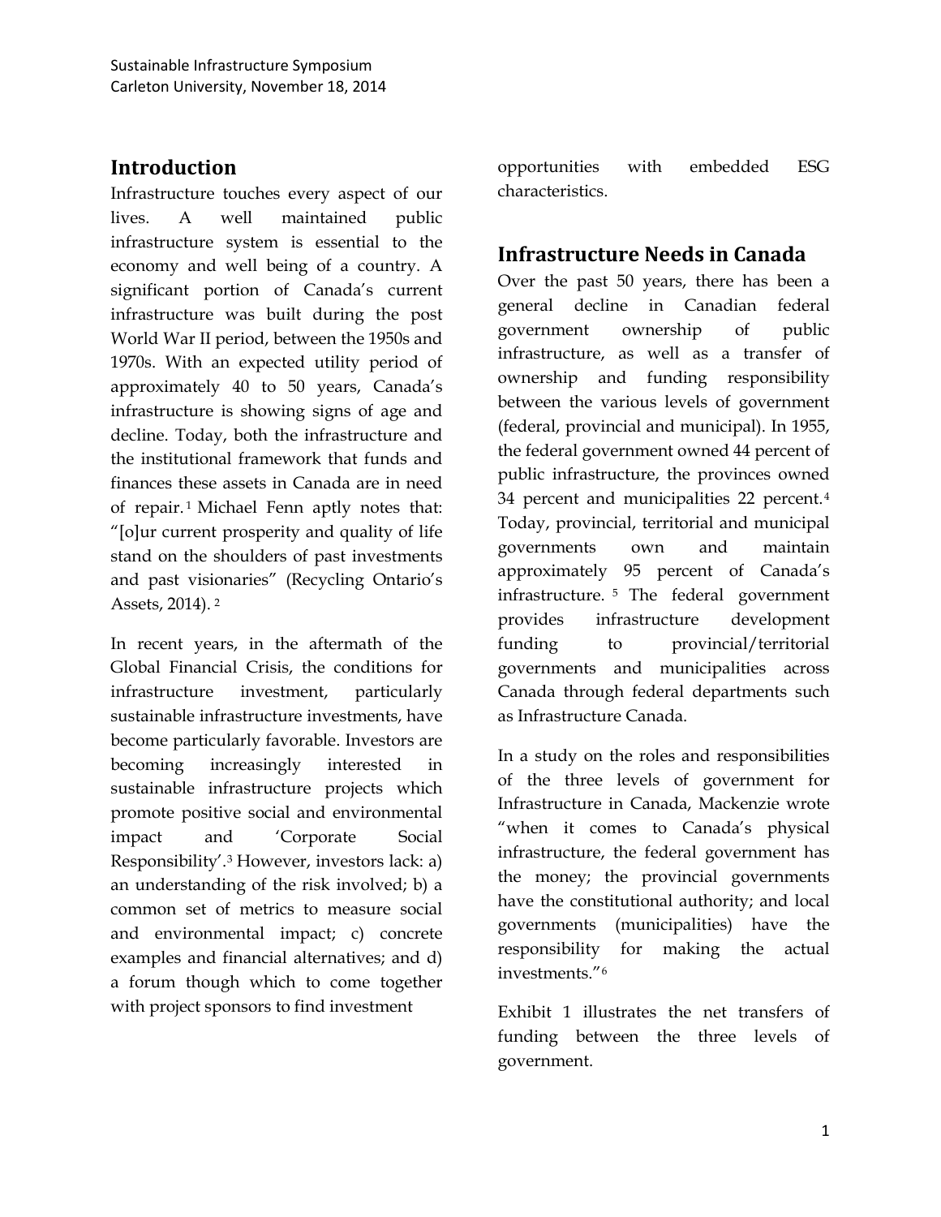## Introduction

Infrastructure touches every aspect of our lives. A well maintained public infrastructure system is essential to the economy and well being of a country. A significant portion of Canada's current infrastructure was built during the post World War II period, between the 1950s and 1970s. With an expected utility period of approximately 40 to 50 years, Canada's infrastructure is showing signs of age and decline. Today, both the infrastructure and the institutional framework that funds and finances these assets in Canada are in need of repair.[1] Michael Fenn aptly notes that: "[o]ur current prosperity and quality of life stand on the shoulders of past investments and past visionaries" (Recycling Ontario's Assets, 2014).[2]

In recent years, in the aftermath of the Global Financial Crisis, the conditions for infrastructure investment, particularly sustainable infrastructure investments, have become particularly favorable. Investors are becoming increasingly interested in sustainable infrastructure projects which promote positive social and environmental impact and 'Corporate Social Responsibility'.[3] However, investors lack: a) an understanding of the risk involved; b) a common set of metrics to measure social and environmental impact; c) concrete examples and financial alternatives; and d) a forum though which to come together with project sponsors to find investment opportunities with embedded ESG characteristics.

## Infrastructure Needs in Canada

Over the past 50 years, there has been a general decline in Canadian federal government ownership of public infrastructure, as well as a transfer of ownership and funding responsibility between the various levels of government (federal, provincial and municipal). In 1955, the federal government owned 44 percent of public infrastructure, the provinces owned 34 percent and municipalities 22 percent.[4] Today, provincial, territorial and municipal governments own and maintain approximately 95 percent of Canada's infrastructure.[5] The federal government provides infrastructure development funding to provincial/territorial governments and municipalities across Canada through federal departments such as Infrastructure Canada.

In a study on the roles and responsibilities of the three levels of government for Infrastructure in Canada, Mackenzie wrote "when it comes to Canada's physical infrastructure, the federal government has the money; the provincial governments have the constitutional authority; and local governments (municipalities) have the responsibility for making the actual investments."[6]

Exhibit 1 illustrates the net transfers of funding between the three levels of government.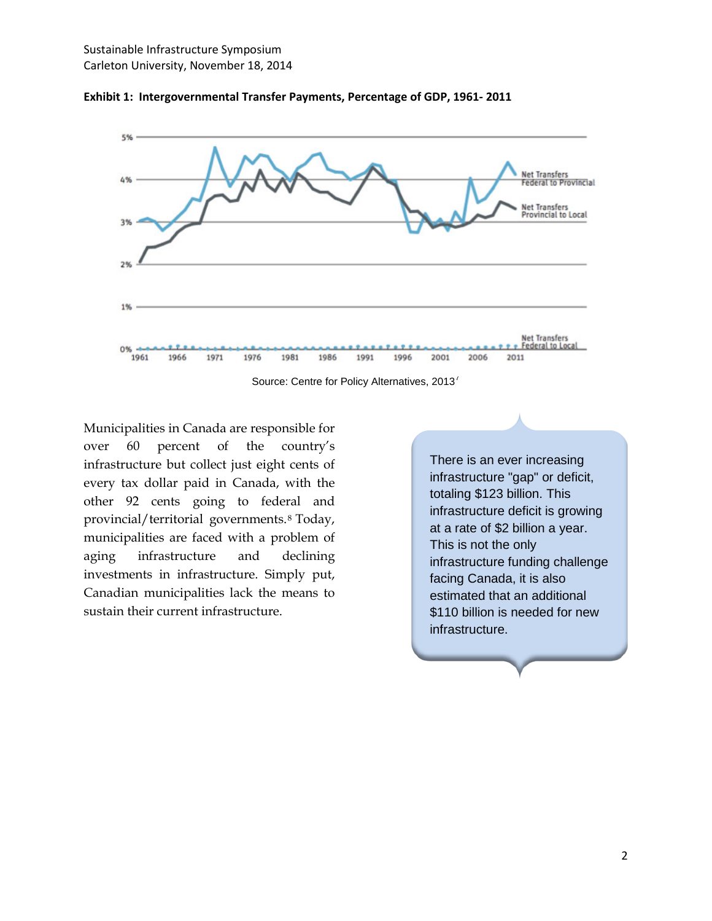**Exhibit 1: Intergovernmental Transfer Payments, Percentage of GDP, 1961- 2011**

Source: Centre for Policy Alternatives, 2013[7]

Municipalities in Canada are responsible for over 60 percent of the country's infrastructure but collect just eight cents of every tax dollar paid in Canada, with the other 92 cents going to federal and provincial/territorial governments.[8] Today, municipalities are faced with a problem of aging infrastructure and declining investments in infrastructure. Simply put, Canadian municipalities lack the means to sustain their current infrastructure.

There is an ever increasing infrastructure "gap" or deficit, totaling $123 billion. This infrastructure deficit is growing at a rate of $2 billion a year. This is not the only infrastructure funding challenge facing Canada, it is also estimated that an additional $110 billion is needed for new infrastructure.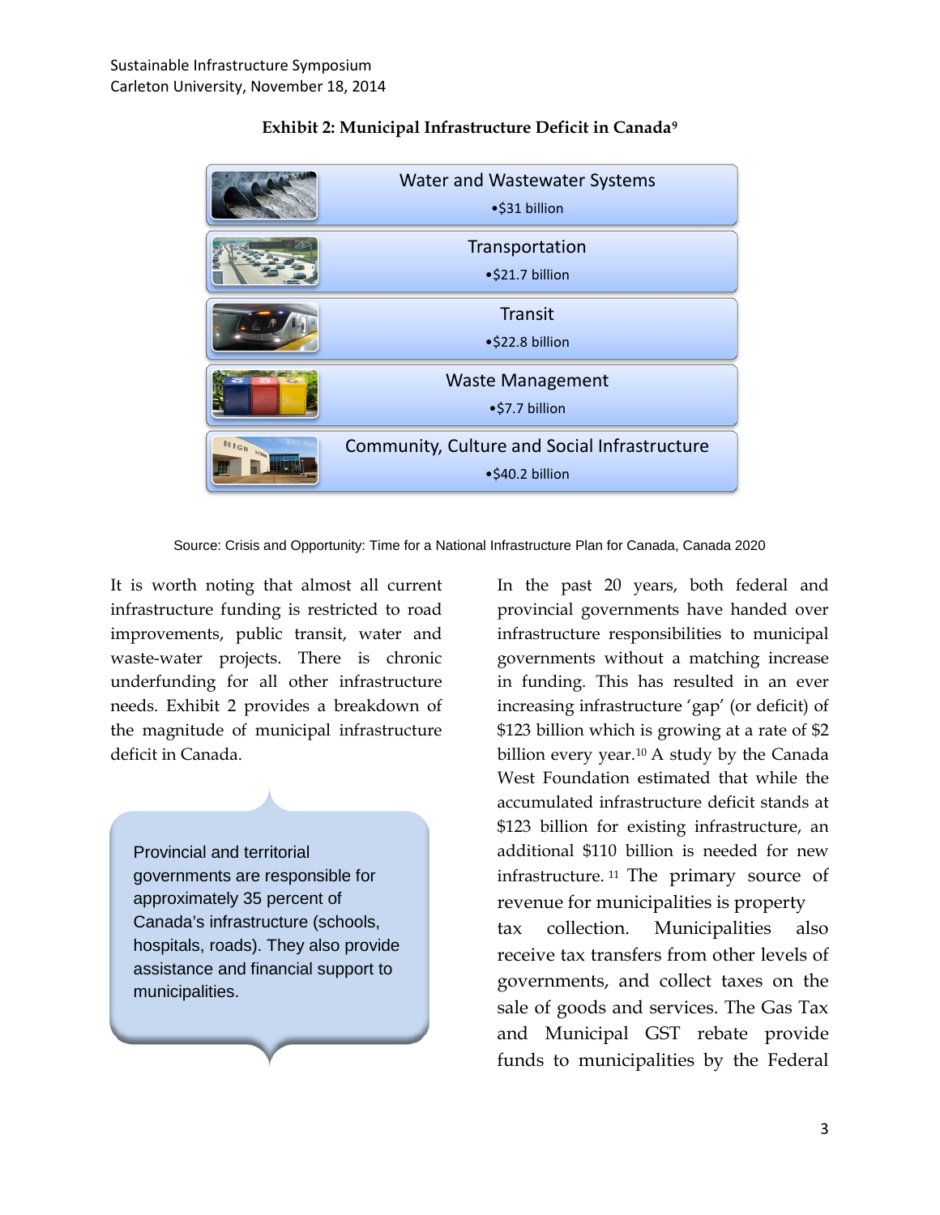**Exhibit 2: Municipal Infrastructure Deficit in Canada**[9]

Water and Wastewater Systems

- $31 billion

Transportation

- $21.7 billion

Transit

- $22.8 billion

Waste Management

- $7.7 billion

Community, Culture and Social Infrastructure

- $40.2 billion

Source: Crisis and Opportunity: Time for a National Infrastructure Plan for Canada, Canada 2020

It is worth noting that almost all current infrastructure funding is restricted to road improvements, public transit, water and waste-water projects. There is chronic underfunding for all other infrastructure needs. Exhibit 2 provides a breakdown of the magnitude of municipal infrastructure deficit in Canada.

> Provincial and territorial governments are responsible for approximately 35 percent of Canada's infrastructure (schools, hospitals, roads). They also provide assistance and financial support to municipalities.

In the past 20 years, both federal and provincial governments have handed over infrastructure responsibilities to municipal governments without a matching increase in funding. This has resulted in an ever increasing infrastructure 'gap' (or deficit) of $123 billion which is growing at a rate of $2 billion every year.[10] A study by the Canada West Foundation estimated that while the accumulated infrastructure deficit stands at $123 billion for existing infrastructure, an additional $110 billion is needed for new infrastructure.[11] The primary source of revenue for municipalities is property tax collection. Municipalities also receive tax transfers from other levels of governments, and collect taxes on the sale of goods and services. The Gas Tax and Municipal GST rebate provide funds to municipalities by the Federal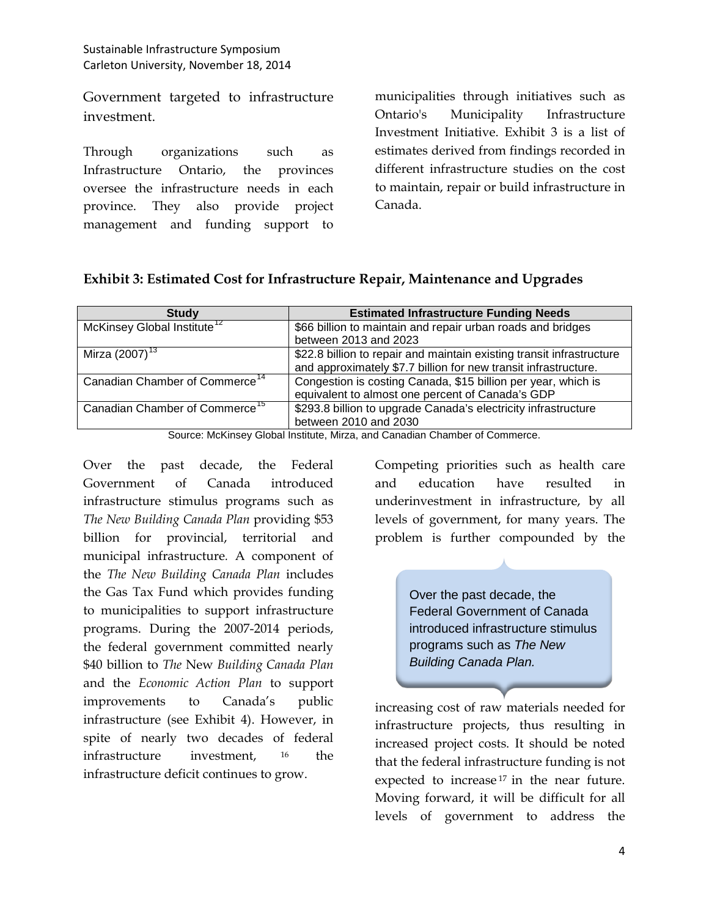Government targeted to infrastructure investment.

Through organizations such as Infrastructure Ontario, the provinces oversee the infrastructure needs in each province. They also provide project management and funding support to municipalities through initiatives such as Ontario's Municipality Infrastructure Investment Initiative. Exhibit 3 is a list of estimates derived from findings recorded in different infrastructure studies on the cost to maintain, repair or build infrastructure in Canada.

**Exhibit 3: Estimated Cost for Infrastructure Repair, Maintenance and Upgrades**

| Study | Estimated Infrastructure Funding Needs |
|---|---|
| McKinsey Global Institute[12] | $66 billion to maintain and repair urban roads and bridges between 2013 and 2023 |
| Mirza (2007)[13] | $22.8 billion to repair and maintain existing transit infrastructure and approximately $7.7 billion for new transit infrastructure. |
| Canadian Chamber of Commerce[14] | Congestion is costing Canada, $15 billion per year, which is equivalent to almost one percent of Canada's GDP |
| Canadian Chamber of Commerce[15] | $293.8 billion to upgrade Canada's electricity infrastructure between 2010 and 2030 |

Source: McKinsey Global Institute, Mirza, and Canadian Chamber of Commerce.

Over the past decade, the Federal Government of Canada introduced infrastructure stimulus programs such as *The New Building Canada Plan* providing $53 billion for provincial, territorial and municipal infrastructure. A component of the *The New Building Canada Plan* includes the Gas Tax Fund which provides funding to municipalities to support infrastructure programs. During the 2007-2014 periods, the federal government committed nearly $40 billion to *The* New *Building Canada Plan* and the *Economic Action Plan* to support improvements to Canada's public infrastructure (see Exhibit 4). However, in spite of nearly two decades of federal infrastructure investment, [16] the infrastructure deficit continues to grow.

Competing priorities such as health care and education have resulted in underinvestment in infrastructure, by all levels of government, for many years. The problem is further compounded by the increasing cost of raw materials needed for infrastructure projects, thus resulting in increased project costs. It should be noted that the federal infrastructure funding is not expected to increase[17] in the near future. Moving forward, it will be difficult for all levels of government to address the

> Over the past decade, the Federal Government of Canada introduced infrastructure stimulus programs such as *The New Building Canada Plan.*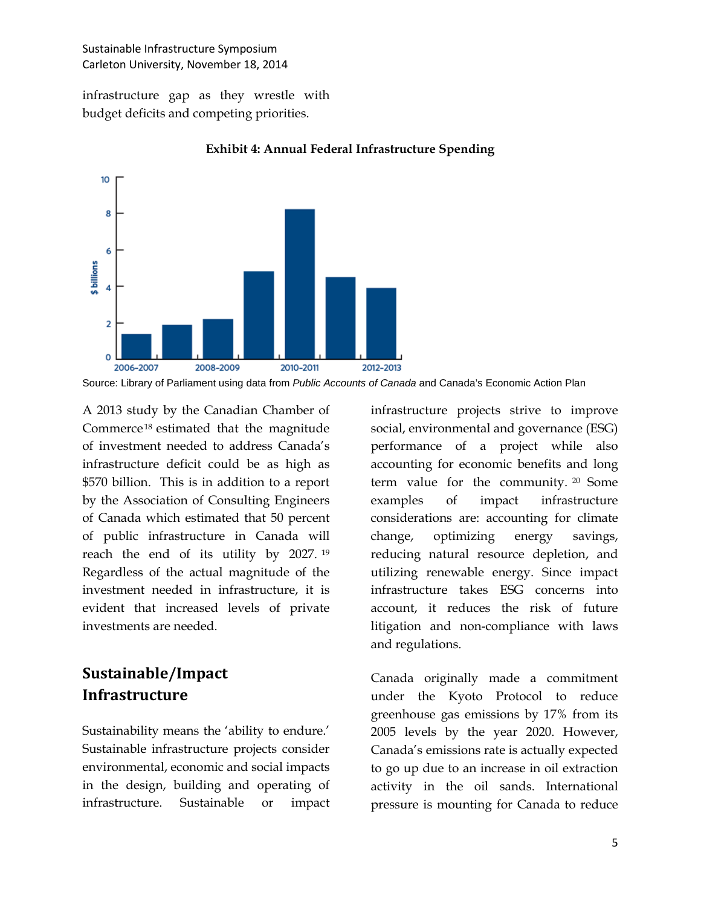infrastructure gap as they wrestle with budget deficits and competing priorities.

**Exhibit 4: Annual Federal Infrastructure Spending**

Source: Library of Parliament using data from *Public Accounts of Canada* and Canada's Economic Action Plan

A 2013 study by the Canadian Chamber of Commerce[18] estimated that the magnitude of investment needed to address Canada's infrastructure deficit could be as high as $570 billion. This is in addition to a report by the Association of Consulting Engineers of Canada which estimated that 50 percent of public infrastructure in Canada will reach the end of its utility by 2027.[19] Regardless of the actual magnitude of the investment needed in infrastructure, it is evident that increased levels of private investments are needed.

## Sustainable/Impact Infrastructure

Sustainability means the 'ability to endure.' Sustainable infrastructure projects consider environmental, economic and social impacts in the design, building and operating of infrastructure. Sustainable or impact infrastructure projects strive to improve social, environmental and governance (ESG) performance of a project while also accounting for economic benefits and long term value for the community.[20] Some examples of impact infrastructure considerations are: accounting for climate change, optimizing energy savings, reducing natural resource depletion, and utilizing renewable energy. Since impact infrastructure takes ESG concerns into account, it reduces the risk of future litigation and non-compliance with laws and regulations.

Canada originally made a commitment under the Kyoto Protocol to reduce greenhouse gas emissions by 17% from its 2005 levels by the year 2020. However, Canada's emissions rate is actually expected to go up due to an increase in oil extraction activity in the oil sands. International pressure is mounting for Canada to reduce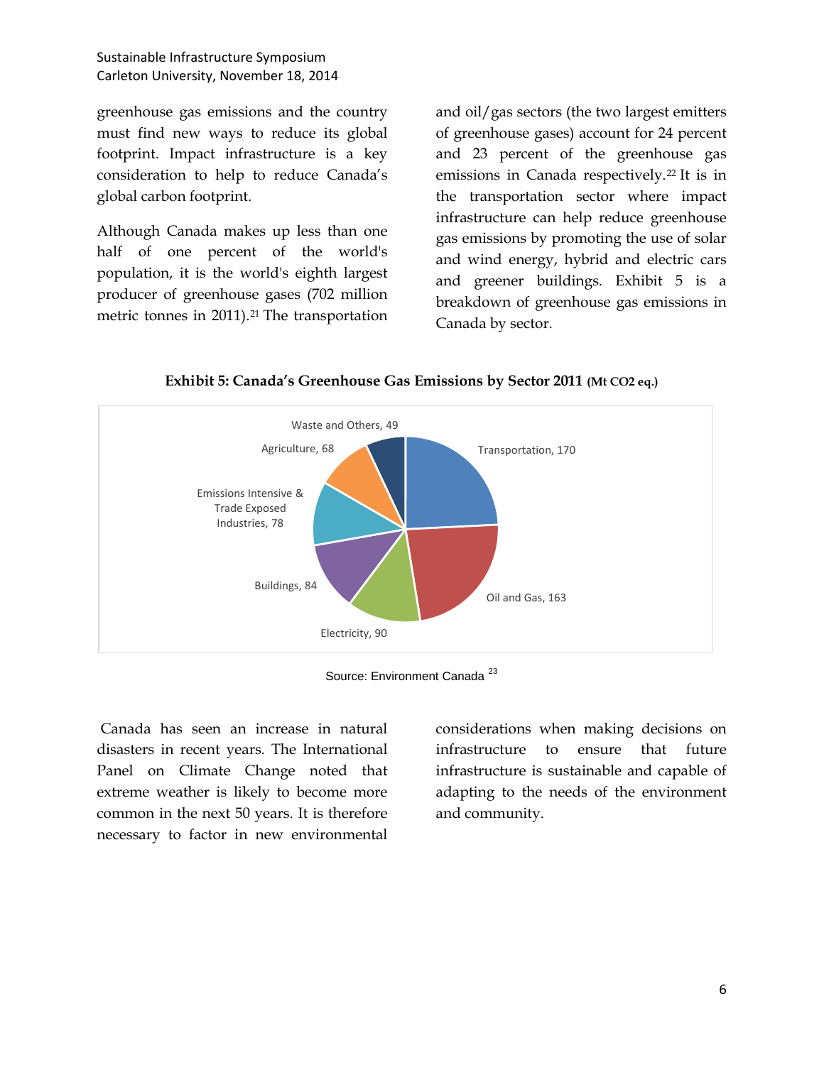greenhouse gas emissions and the country must find new ways to reduce its global footprint. Impact infrastructure is a key consideration to help to reduce Canada's global carbon footprint.

Although Canada makes up less than one half of one percent of the world's population, it is the world's eighth largest producer of greenhouse gases (702 million metric tonnes in 2011).[21] The transportation and oil/gas sectors (the two largest emitters of greenhouse gases) account for 24 percent and 23 percent of the greenhouse gas emissions in Canada respectively.[22] It is in the transportation sector where impact infrastructure can help reduce greenhouse gas emissions by promoting the use of solar and wind energy, hybrid and electric cars and greener buildings. Exhibit 5 is a breakdown of greenhouse gas emissions in Canada by sector.

**Exhibit 5: Canada's Greenhouse Gas Emissions by Sector 2011 (Mt CO2 eq.)**

| Sector | Mt $CO_2$ eq. |
|---|---|
| Transportation | 170 |
| Oil and Gas | 163 |
| Electricity | 90 |
| Buildings | 84 |
| Emissions Intensive & Trade Exposed Industries | 78 |
| Agriculture | 68 |
| Waste and Others | 49 |

Source: Environment Canada [23]

Canada has seen an increase in natural disasters in recent years. The International Panel on Climate Change noted that extreme weather is likely to become more common in the next 50 years. It is therefore necessary to factor in new environmental considerations when making decisions on infrastructure to ensure that future infrastructure is sustainable and capable of adapting to the needs of the environment and community.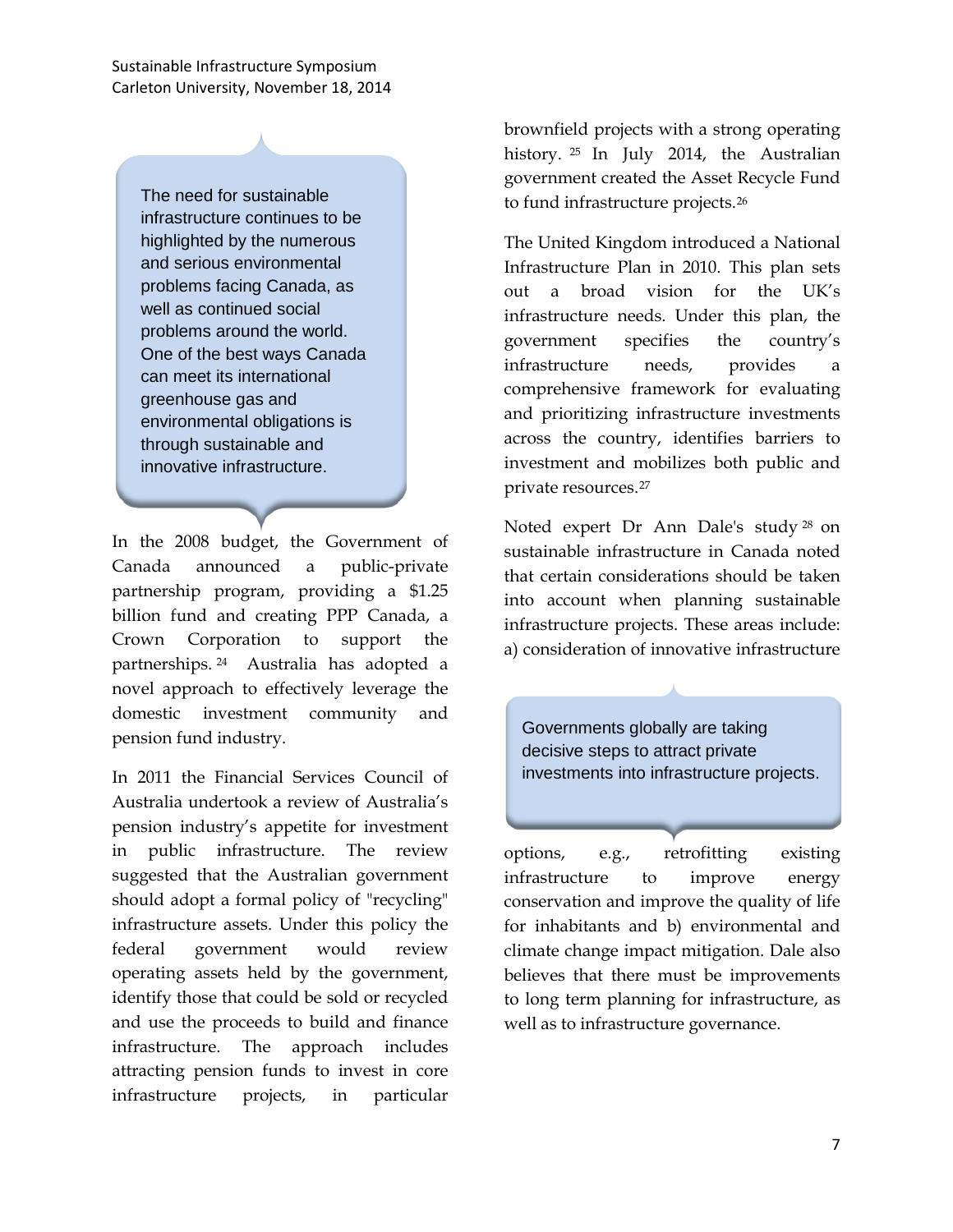> The need for sustainable infrastructure continues to be highlighted by the numerous and serious environmental problems facing Canada, as well as continued social problems around the world. One of the best ways Canada can meet its international greenhouse gas and environmental obligations is through sustainable and innovative infrastructure.

In the 2008 budget, the Government of Canada announced a public-private partnership program, providing a $1.25 billion fund and creating PPP Canada, a Crown Corporation to support the partnerships.[24] Australia has adopted a novel approach to effectively leverage the domestic investment community and pension fund industry.

In 2011 the Financial Services Council of Australia undertook a review of Australia's pension industry's appetite for investment in public infrastructure. The review suggested that the Australian government should adopt a formal policy of "recycling" infrastructure assets. Under this policy the federal government would review operating assets held by the government, identify those that could be sold or recycled and use the proceeds to build and finance infrastructure. The approach includes attracting pension funds to invest in core infrastructure projects, in particular brownfield projects with a strong operating history.[25] In July 2014, the Australian government created the Asset Recycle Fund to fund infrastructure projects.[26]

The United Kingdom introduced a National Infrastructure Plan in 2010. This plan sets out a broad vision for the UK's infrastructure needs. Under this plan, the government specifies the country's infrastructure needs, provides a comprehensive framework for evaluating and prioritizing infrastructure investments across the country, identifies barriers to investment and mobilizes both public and private resources.[27]

Noted expert Dr Ann Dale's study[28] on sustainable infrastructure in Canada noted that certain considerations should be taken into account when planning sustainable infrastructure projects. These areas include: a) consideration of innovative infrastructure options, e.g., retrofitting existing infrastructure to improve energy conservation and improve the quality of life for inhabitants and b) environmental and climate change impact mitigation. Dale also believes that there must be improvements to long term planning for infrastructure, as well as to infrastructure governance.

> Governments globally are taking decisive steps to attract private investments into infrastructure projects.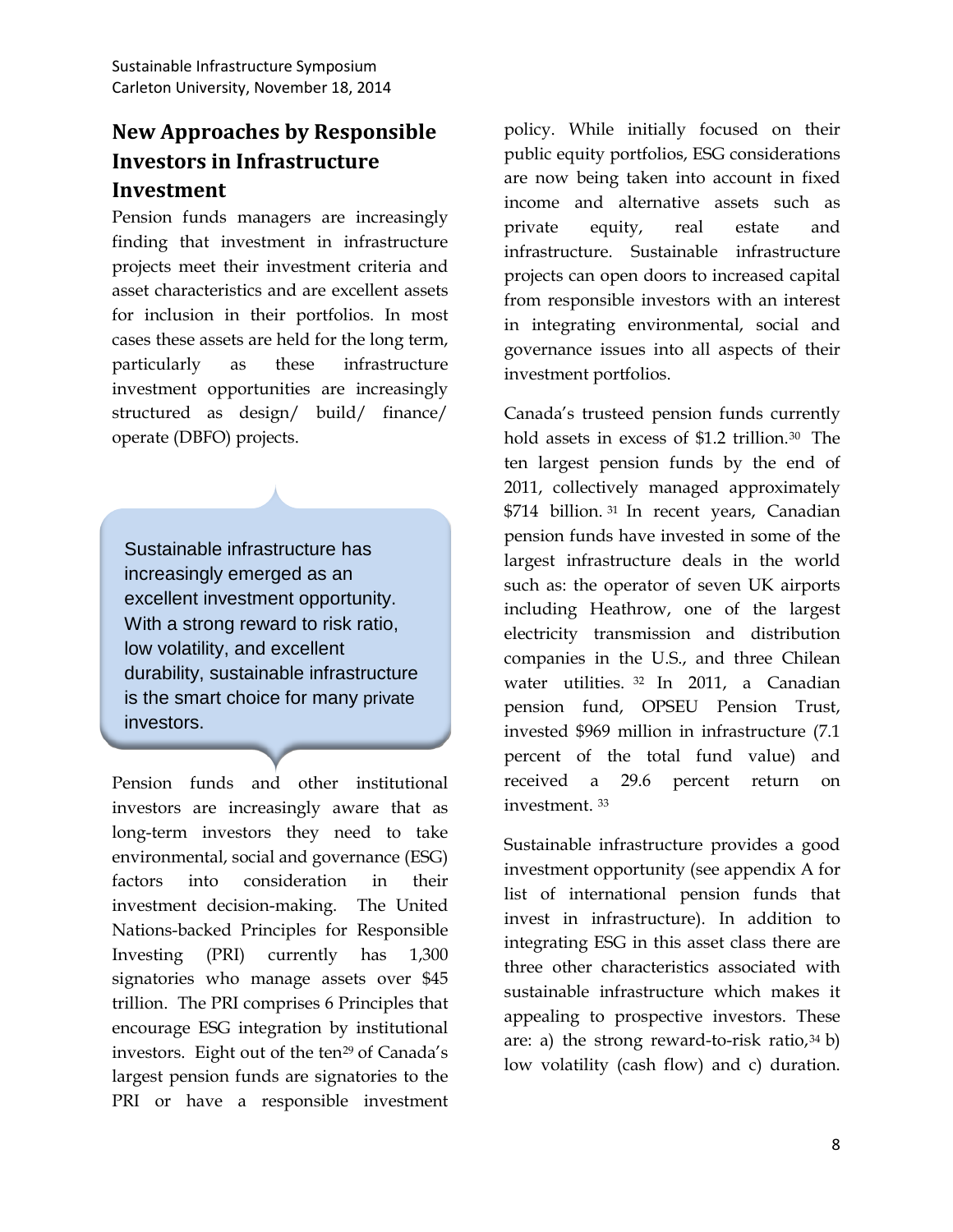## New Approaches by Responsible Investors in Infrastructure Investment

Pension funds managers are increasingly finding that investment in infrastructure projects meet their investment criteria and asset characteristics and are excellent assets for inclusion in their portfolios. In most cases these assets are held for the long term, particularly as these infrastructure investment opportunities are increasingly structured as design/ build/ finance/ operate (DBFO) projects.

> Sustainable infrastructure has increasingly emerged as an excellent investment opportunity. With a strong reward to risk ratio, low volatility, and excellent durability, sustainable infrastructure is the smart choice for many private investors.

Pension funds and other institutional investors are increasingly aware that as long-term investors they need to take environmental, social and governance (ESG) factors into consideration in their investment decision-making. The United Nations-backed Principles for Responsible Investing (PRI) currently has 1,300 signatories who manage assets over $45 trillion. The PRI comprises 6 Principles that encourage ESG integration by institutional investors. Eight out of the ten[29] of Canada's largest pension funds are signatories to the PRI or have a responsible investment policy. While initially focused on their public equity portfolios, ESG considerations are now being taken into account in fixed income and alternative assets such as private equity, real estate and infrastructure. Sustainable infrastructure projects can open doors to increased capital from responsible investors with an interest in integrating environmental, social and governance issues into all aspects of their investment portfolios.

Canada's trusteed pension funds currently hold assets in excess of $1.2 trillion.[30] The ten largest pension funds by the end of 2011, collectively managed approximately $714 billion.[31] In recent years, Canadian pension funds have invested in some of the largest infrastructure deals in the world such as: the operator of seven UK airports including Heathrow, one of the largest electricity transmission and distribution companies in the U.S., and three Chilean water utilities.[32] In 2011, a Canadian pension fund, OPSEU Pension Trust, invested $969 million in infrastructure (7.1 percent of the total fund value) and received a 29.6 percent return on investment.[33]

Sustainable infrastructure provides a good investment opportunity (see appendix A for list of international pension funds that invest in infrastructure). In addition to integrating ESG in this asset class there are three other characteristics associated with sustainable infrastructure which makes it appealing to prospective investors. These are: a) the strong reward-to-risk ratio,[34] b) low volatility (cash flow) and c) duration.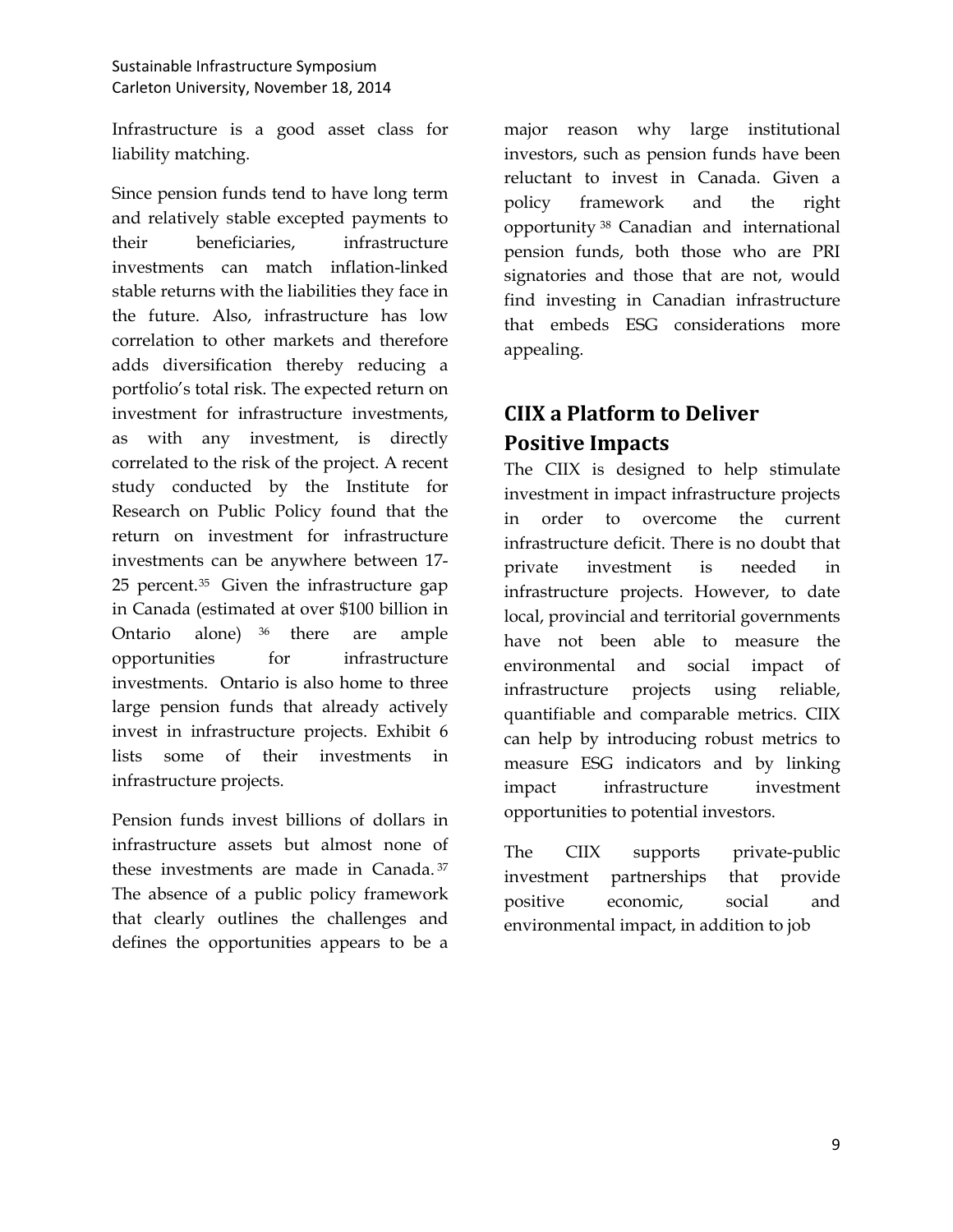Infrastructure is a good asset class for liability matching.

Since pension funds tend to have long term and relatively stable excepted payments to their beneficiaries, infrastructure investments can match inflation-linked stable returns with the liabilities they face in the future. Also, infrastructure has low correlation to other markets and therefore adds diversification thereby reducing a portfolio's total risk. The expected return on investment for infrastructure investments, as with any investment, is directly correlated to the risk of the project. A recent study conducted by the Institute for Research on Public Policy found that the return on investment for infrastructure investments can be anywhere between 17-25 percent.[35] Given the infrastructure gap in Canada (estimated at over $100 billion in Ontario alone) [36] there are ample opportunities for infrastructure investments. Ontario is also home to three large pension funds that already actively invest in infrastructure projects. Exhibit 6 lists some of their investments in infrastructure projects.

Pension funds invest billions of dollars in infrastructure assets but almost none of these investments are made in Canada.[37] The absence of a public policy framework that clearly outlines the challenges and defines the opportunities appears to be a major reason why large institutional investors, such as pension funds have been reluctant to invest in Canada. Given a policy framework and the right opportunity[38] Canadian and international pension funds, both those who are PRI signatories and those that are not, would find investing in Canadian infrastructure that embeds ESG considerations more appealing.

## CIIX a Platform to Deliver Positive Impacts

The CIIX is designed to help stimulate investment in impact infrastructure projects in order to overcome the current infrastructure deficit. There is no doubt that private investment is needed in infrastructure projects. However, to date local, provincial and territorial governments have not been able to measure the environmental and social impact of infrastructure projects using reliable, quantifiable and comparable metrics. CIIX can help by introducing robust metrics to measure ESG indicators and by linking impact infrastructure investment opportunities to potential investors.

The CIIX supports private-public investment partnerships that provide positive economic, social and environmental impact, in addition to job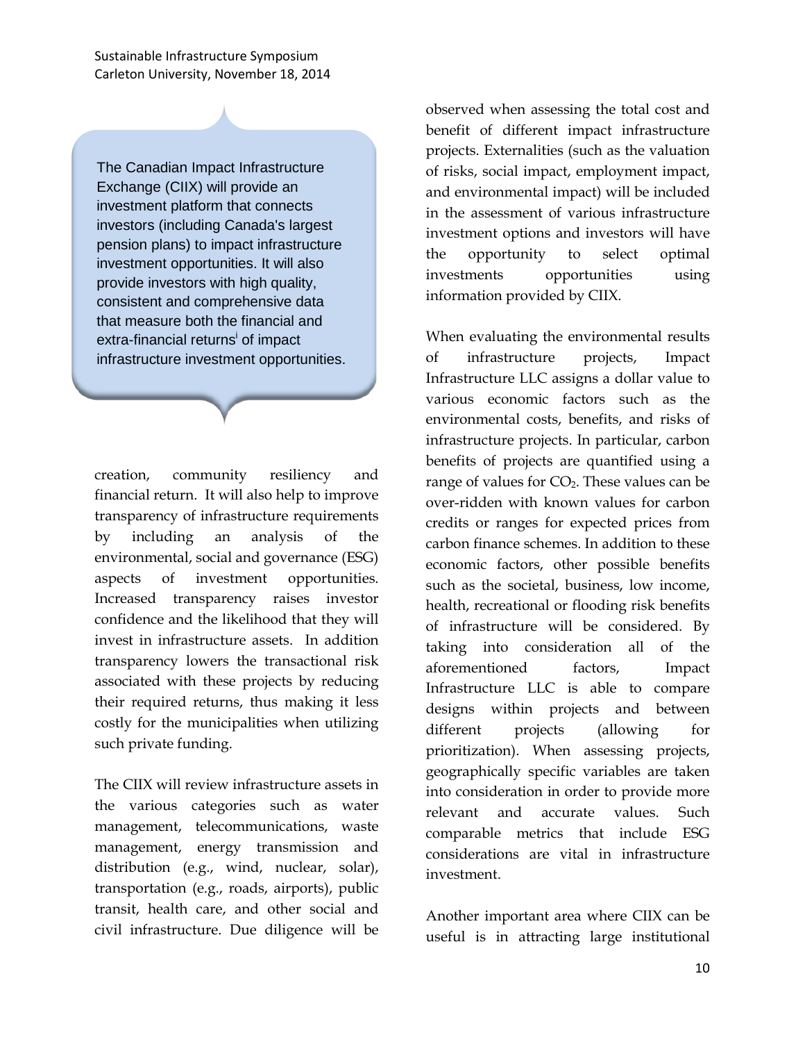> The Canadian Impact Infrastructure Exchange (CIIX) will provide an investment platform that connects investors (including Canada's largest pension plans) to impact infrastructure investment opportunities. It will also provide investors with high quality, consistent and comprehensive data that measure both the financial and extra-financial returns[i] of impact infrastructure investment opportunities.

creation, community resiliency and financial return. It will also help to improve transparency of infrastructure requirements by including an analysis of the environmental, social and governance (ESG) aspects of investment opportunities. Increased transparency raises investor confidence and the likelihood that they will invest in infrastructure assets. In addition transparency lowers the transactional risk associated with these projects by reducing their required returns, thus making it less costly for the municipalities when utilizing such private funding.

The CIIX will review infrastructure assets in the various categories such as water management, telecommunications, waste management, energy transmission and distribution (e.g., wind, nuclear, solar), transportation (e.g., roads, airports), public transit, health care, and other social and civil infrastructure. Due diligence will be observed when assessing the total cost and benefit of different impact infrastructure projects. Externalities (such as the valuation of risks, social impact, employment impact, and environmental impact) will be included in the assessment of various infrastructure investment options and investors will have the opportunity to select optimal investments opportunities using information provided by CIIX.

When evaluating the environmental results of infrastructure projects, Impact Infrastructure LLC assigns a dollar value to various economic factors such as the environmental costs, benefits, and risks of infrastructure projects. In particular, carbon benefits of projects are quantified using a range of values for $CO_2$. These values can be over-ridden with known values for carbon credits or ranges for expected prices from carbon finance schemes. In addition to these economic factors, other possible benefits such as the societal, business, low income, health, recreational or flooding risk benefits of infrastructure will be considered. By taking into consideration all of the aforementioned factors, Impact Infrastructure LLC is able to compare designs within projects and between different projects (allowing for prioritization). When assessing projects, geographically specific variables are taken into consideration in order to provide more relevant and accurate values. Such comparable metrics that include ESG considerations are vital in infrastructure investment.

Another important area where CIIX can be useful is in attracting large institutional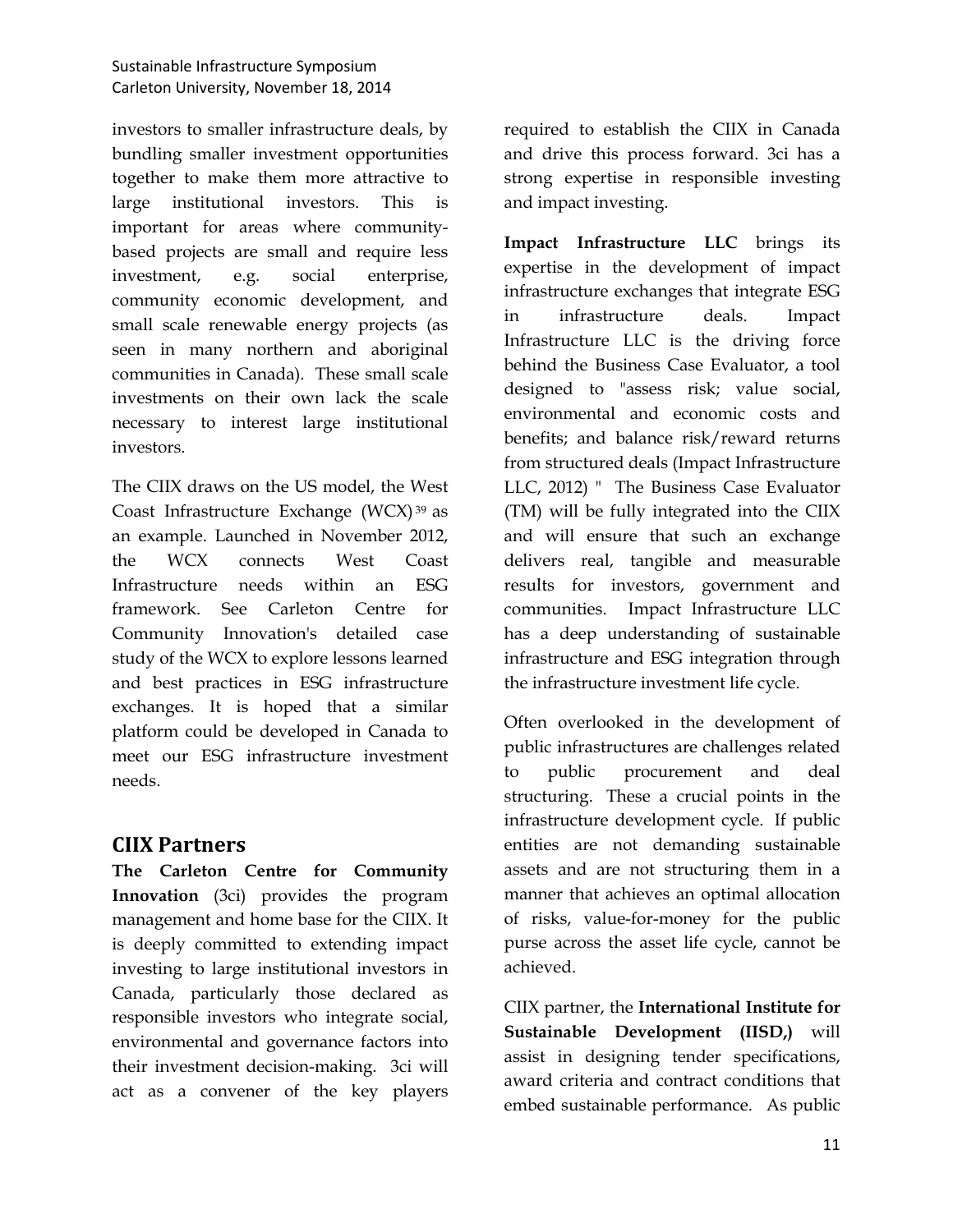investors to smaller infrastructure deals, by bundling smaller investment opportunities together to make them more attractive to large institutional investors. This is important for areas where community-based projects are small and require less investment, e.g. social enterprise, community economic development, and small scale renewable energy projects (as seen in many northern and aboriginal communities in Canada). These small scale investments on their own lack the scale necessary to interest large institutional investors.

The CIIX draws on the US model, the West Coast Infrastructure Exchange (WCX)[39] as an example. Launched in November 2012, the WCX connects West Coast Infrastructure needs within an ESG framework. See Carleton Centre for Community Innovation's detailed case study of the WCX to explore lessons learned and best practices in ESG infrastructure exchanges. It is hoped that a similar platform could be developed in Canada to meet our ESG infrastructure investment needs.

## CIIX Partners

**The Carleton Centre for Community Innovation** (3ci) provides the program management and home base for the CIIX. It is deeply committed to extending impact investing to large institutional investors in Canada, particularly those declared as responsible investors who integrate social, environmental and governance factors into their investment decision-making. 3ci will act as a convener of the key players required to establish the CIIX in Canada and drive this process forward. 3ci has a strong expertise in responsible investing and impact investing.

**Impact Infrastructure LLC** brings its expertise in the development of impact infrastructure exchanges that integrate ESG in infrastructure deals. Impact Infrastructure LLC is the driving force behind the Business Case Evaluator, a tool designed to "assess risk; value social, environmental and economic costs and benefits; and balance risk/reward returns from structured deals (Impact Infrastructure LLC, 2012) " The Business Case Evaluator (TM) will be fully integrated into the CIIX and will ensure that such an exchange delivers real, tangible and measurable results for investors, government and communities. Impact Infrastructure LLC has a deep understanding of sustainable infrastructure and ESG integration through the infrastructure investment life cycle.

Often overlooked in the development of public infrastructures are challenges related to public procurement and deal structuring. These a crucial points in the infrastructure development cycle. If public entities are not demanding sustainable assets and are not structuring them in a manner that achieves an optimal allocation of risks, value-for-money for the public purse across the asset life cycle, cannot be achieved.

CIIX partner, the **International Institute for Sustainable Development (IISD,)** will assist in designing tender specifications, award criteria and contract conditions that embed sustainable performance. As public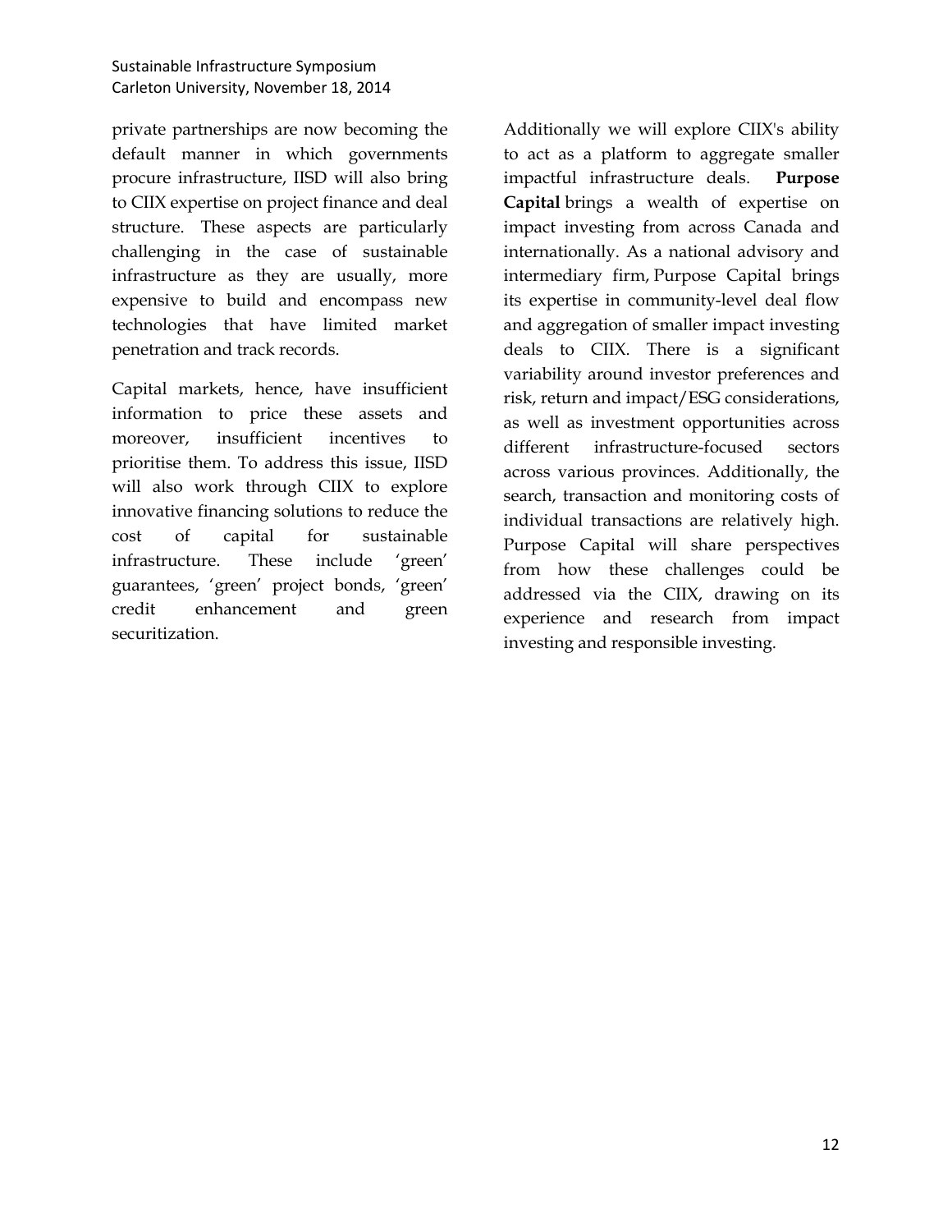private partnerships are now becoming the default manner in which governments procure infrastructure, IISD will also bring to CIIX expertise on project finance and deal structure. These aspects are particularly challenging in the case of sustainable infrastructure as they are usually, more expensive to build and encompass new technologies that have limited market penetration and track records.

Capital markets, hence, have insufficient information to price these assets and moreover, insufficient incentives to prioritise them. To address this issue, IISD will also work through CIIX to explore innovative financing solutions to reduce the cost of capital for sustainable infrastructure. These include 'green' guarantees, 'green' project bonds, 'green' credit enhancement and green securitization.

Additionally we will explore CIIX's ability to act as a platform to aggregate smaller impactful infrastructure deals. **Purpose Capital** brings a wealth of expertise on impact investing from across Canada and internationally. As a national advisory and intermediary firm, Purpose Capital brings its expertise in community-level deal flow and aggregation of smaller impact investing deals to CIIX. There is a significant variability around investor preferences and risk, return and impact/ESG considerations, as well as investment opportunities across different infrastructure-focused sectors across various provinces. Additionally, the search, transaction and monitoring costs of individual transactions are relatively high. Purpose Capital will share perspectives from how these challenges could be addressed via the CIIX, drawing on its experience and research from impact investing and responsible investing.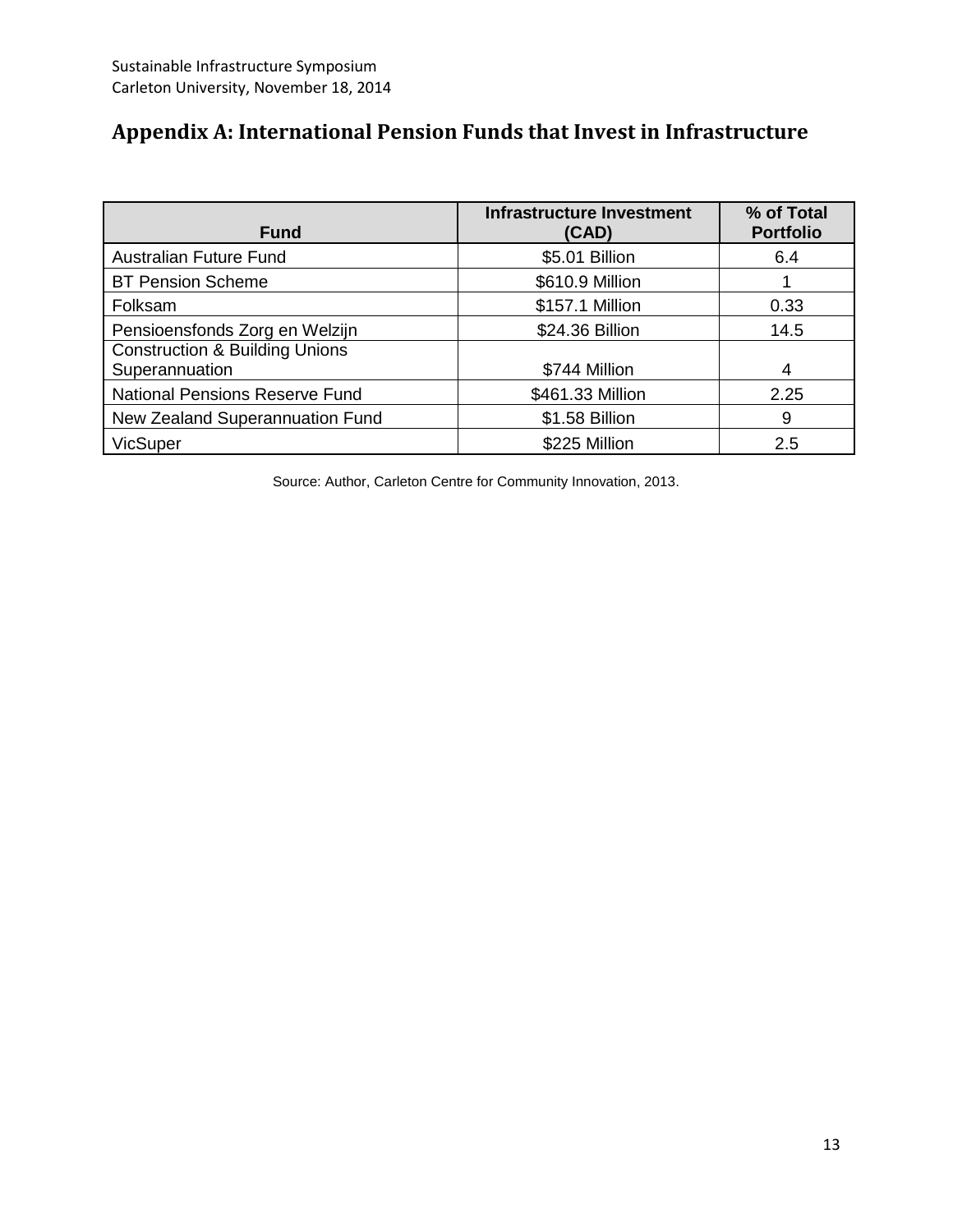## Appendix A: International Pension Funds that Invest in Infrastructure

| Fund | Infrastructure Investment (CAD) | % of Total Portfolio |
|---|---|---|
| Australian Future Fund | $5.01 Billion | 6.4 |
| BT Pension Scheme | $610.9 Million | 1 |
| Folksam | $157.1 Million | 0.33 |
| Pensioensfonds Zorg en Welzijn | $24.36 Billion | 14.5 |
| Construction & Building Unions Superannuation | $744 Million | 4 |
| National Pensions Reserve Fund | $461.33 Million | 2.25 |
| New Zealand Superannuation Fund | $1.58 Billion | 9 |
| VicSuper | $225 Million | 2.5 |

Source: Author, Carleton Centre for Community Innovation, 2013.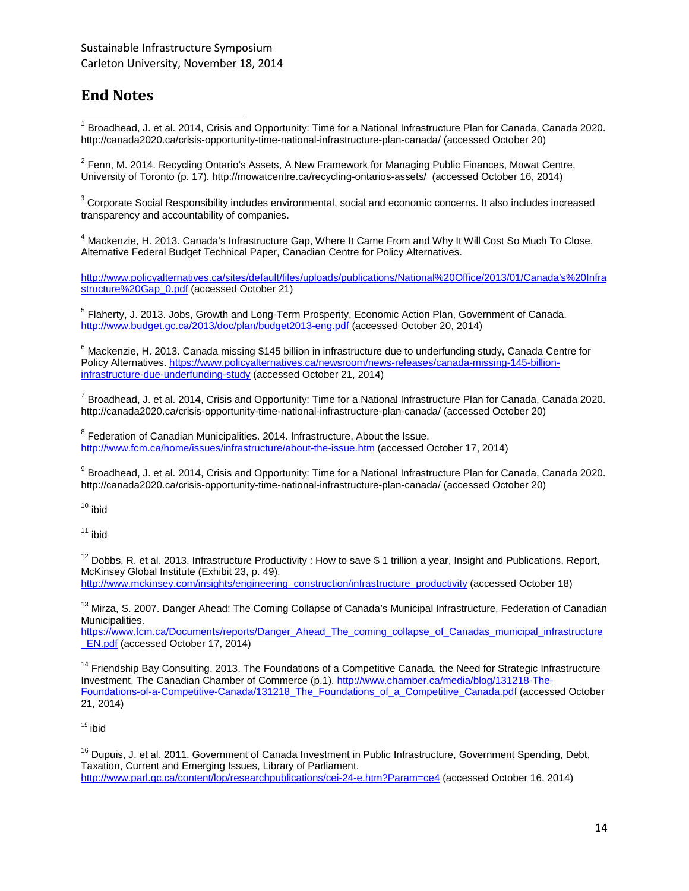## End Notes

[1] Broadhead, J. et al. 2014, Crisis and Opportunity: Time for a National Infrastructure Plan for Canada, Canada 2020. http://canada2020.ca/crisis-opportunity-time-national-infrastructure-plan-canada/ (accessed October 20)

[2] Fenn, M. 2014. Recycling Ontario's Assets, A New Framework for Managing Public Finances, Mowat Centre, University of Toronto (p. 17). http://mowatcentre.ca/recycling-ontarios-assets/ (accessed October 16, 2014)

[3] Corporate Social Responsibility includes environmental, social and economic concerns. It also includes increased transparency and accountability of companies.

[4] Mackenzie, H. 2013. Canada's Infrastructure Gap, Where It Came From and Why It Will Cost So Much To Close, Alternative Federal Budget Technical Paper, Canadian Centre for Policy Alternatives.

http://www.policyalternatives.ca/sites/default/files/uploads/publications/National%20Office/2013/01/Canada's%20Infrastructure%20Gap_0.pdf (accessed October 21)

[5] Flaherty, J. 2013. Jobs, Growth and Long-Term Prosperity, Economic Action Plan, Government of Canada. http://www.budget.gc.ca/2013/doc/plan/budget2013-eng.pdf (accessed October 20, 2014)

[6] Mackenzie, H. 2013. Canada missing $145 billion in infrastructure due to underfunding study, Canada Centre for Policy Alternatives. https://www.policyalternatives.ca/newsroom/news-releases/canada-missing-145-billion-infrastructure-due-underfunding-study (accessed October 21, 2014)

[7] Broadhead, J. et al. 2014, Crisis and Opportunity: Time for a National Infrastructure Plan for Canada, Canada 2020. http://canada2020.ca/crisis-opportunity-time-national-infrastructure-plan-canada/ (accessed October 20)

[8] Federation of Canadian Municipalities. 2014. Infrastructure, About the Issue. http://www.fcm.ca/home/issues/infrastructure/about-the-issue.htm (accessed October 17, 2014)

[9] Broadhead, J. et al. 2014, Crisis and Opportunity: Time for a National Infrastructure Plan for Canada, Canada 2020. http://canada2020.ca/crisis-opportunity-time-national-infrastructure-plan-canada/ (accessed October 20)

[10] ibid

[11] ibid

[12] Dobbs, R. et al. 2013. Infrastructure Productivity : How to save $ 1 trillion a year, Insight and Publications, Report, McKinsey Global Institute (Exhibit 23, p. 49). http://www.mckinsey.com/insights/engineering_construction/infrastructure_productivity (accessed October 18)

[13] Mirza, S. 2007. Danger Ahead: The Coming Collapse of Canada's Municipal Infrastructure, Federation of Canadian Municipalities. https://www.fcm.ca/Documents/reports/Danger_Ahead_The_coming_collapse_of_Canadas_municipal_infrastructure_EN.pdf (accessed October 17, 2014)

[14] Friendship Bay Consulting. 2013. The Foundations of a Competitive Canada, the Need for Strategic Infrastructure Investment, The Canadian Chamber of Commerce (p.1). http://www.chamber.ca/media/blog/131218-The-Foundations-of-a-Competitive-Canada/131218_The_Foundations_of_a_Competitive_Canada.pdf (accessed October 21, 2014)

[15] ibid

[16] Dupuis, J. et al. 2011. Government of Canada Investment in Public Infrastructure, Government Spending, Debt, Taxation, Current and Emerging Issues, Library of Parliament. http://www.parl.gc.ca/content/lop/researchpublications/cei-24-e.htm?Param=ce4 (accessed October 16, 2014)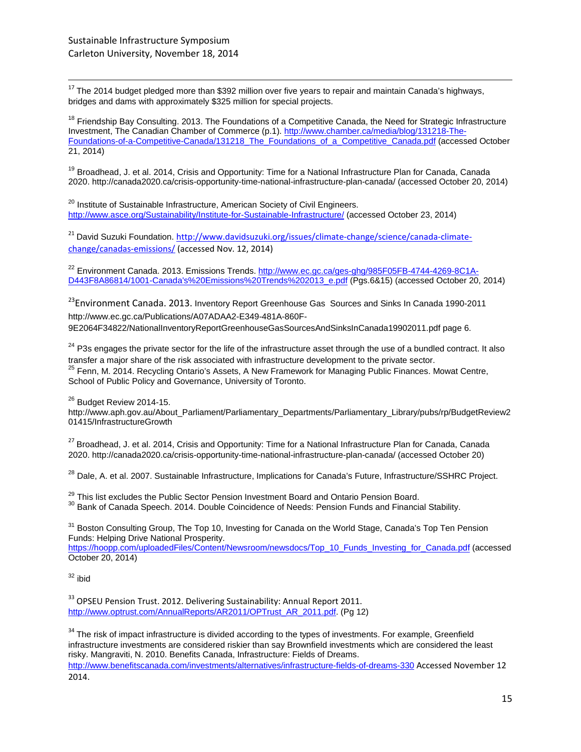[17] The 2014 budget pledged more than $392 million over five years to repair and maintain Canada's highways, bridges and dams with approximately $325 million for special projects.

[18] Friendship Bay Consulting. 2013. The Foundations of a Competitive Canada, the Need for Strategic Infrastructure Investment, The Canadian Chamber of Commerce (p.1). http://www.chamber.ca/media/blog/131218-The-Foundations-of-a-Competitive-Canada/131218_The_Foundations_of_a_Competitive_Canada.pdf (accessed October 21, 2014)

[19] Broadhead, J. et al. 2014, Crisis and Opportunity: Time for a National Infrastructure Plan for Canada, Canada 2020. http://canada2020.ca/crisis-opportunity-time-national-infrastructure-plan-canada/ (accessed October 20, 2014)

[20] Institute of Sustainable Infrastructure, American Society of Civil Engineers. http://www.asce.org/Sustainability/Institute-for-Sustainable-Infrastructure/ (accessed October 23, 2014)

[21] David Suzuki Foundation. http://www.davidsuzuki.org/issues/climate-change/science/canada-climate-change/canadas-emissions/ (accessed Nov. 12, 2014)

[22] Environment Canada. 2013. Emissions Trends. http://www.ec.gc.ca/ges-ghg/985F05FB-4744-4269-8C1A-D443F8A86814/1001-Canada's%20Emissions%20Trends%202013_e.pdf (Pgs.6&15) (accessed October 20, 2014)

[23] Environment Canada. 2013. Inventory Report Greenhouse Gas Sources and Sinks In Canada 1990-2011 http://www.ec.gc.ca/Publications/A07ADAA2-E349-481A-860F-9E2064F34822/NationalInventoryReportGreenhouseGasSourcesAndSinksInCanada19902011.pdf page 6.

[24] P3s engages the private sector for the life of the infrastructure asset through the use of a bundled contract. It also transfer a major share of the risk associated with infrastructure development to the private sector.

[25] Fenn, M. 2014. Recycling Ontario's Assets, A New Framework for Managing Public Finances. Mowat Centre, School of Public Policy and Governance, University of Toronto.

[26] Budget Review 2014-15. http://www.aph.gov.au/About_Parliament/Parliamentary_Departments/Parliamentary_Library/pubs/rp/BudgetReview201415/InfrastructureGrowth

[27] Broadhead, J. et al. 2014, Crisis and Opportunity: Time for a National Infrastructure Plan for Canada, Canada 2020. http://canada2020.ca/crisis-opportunity-time-national-infrastructure-plan-canada/ (accessed October 20)

[28] Dale, A. et al. 2007. Sustainable Infrastructure, Implications for Canada's Future, Infrastructure/SSHRC Project.

[29] This list excludes the Public Sector Pension Investment Board and Ontario Pension Board.

[30] Bank of Canada Speech. 2014. Double Coincidence of Needs: Pension Funds and Financial Stability.

[31] Boston Consulting Group, The Top 10, Investing for Canada on the World Stage, Canada's Top Ten Pension Funds: Helping Drive National Prosperity. https://hoopp.com/uploadedFiles/Content/Newsroom/newsdocs/Top_10_Funds_Investing_for_Canada.pdf (accessed October 20, 2014)

[32] ibid

[33] OPSEU Pension Trust. 2012. Delivering Sustainability: Annual Report 2011. http://www.optrust.com/AnnualReports/AR2011/OPTrust_AR_2011.pdf. (Pg 12)

[34] The risk of impact infrastructure is divided according to the types of investments. For example, Greenfield infrastructure investments are considered riskier than say Brownfield investments which are considered the least risky. Mangraviti, N. 2010. Benefits Canada, Infrastructure: Fields of Dreams. http://www.benefitscanada.com/investments/alternatives/infrastructure-fields-of-dreams-330 Accessed November 12 2014.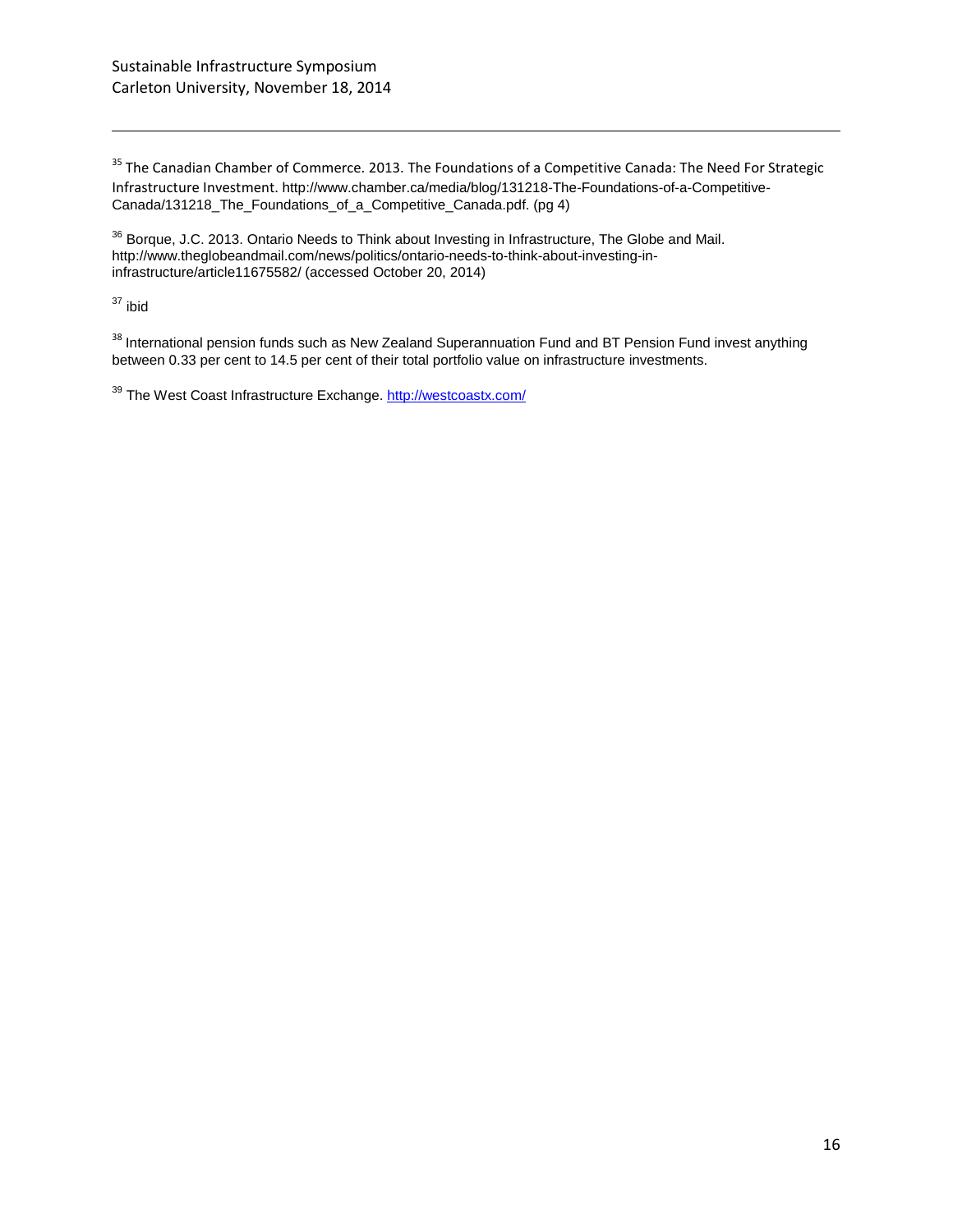[35] The Canadian Chamber of Commerce. 2013. The Foundations of a Competitive Canada: The Need For Strategic Infrastructure Investment. http://www.chamber.ca/media/blog/131218-The-Foundations-of-a-Competitive-Canada/131218_The_Foundations_of_a_Competitive_Canada.pdf. (pg 4)

[36] Borque, J.C. 2013. Ontario Needs to Think about Investing in Infrastructure, The Globe and Mail. http://www.theglobeandmail.com/news/politics/ontario-needs-to-think-about-investing-in-infrastructure/article11675582/ (accessed October 20, 2014)

[37] ibid

[38] International pension funds such as New Zealand Superannuation Fund and BT Pension Fund invest anything between 0.33 per cent to 14.5 per cent of their total portfolio value on infrastructure investments.

[39] The West Coast Infrastructure Exchange. http://westcoastx.com/